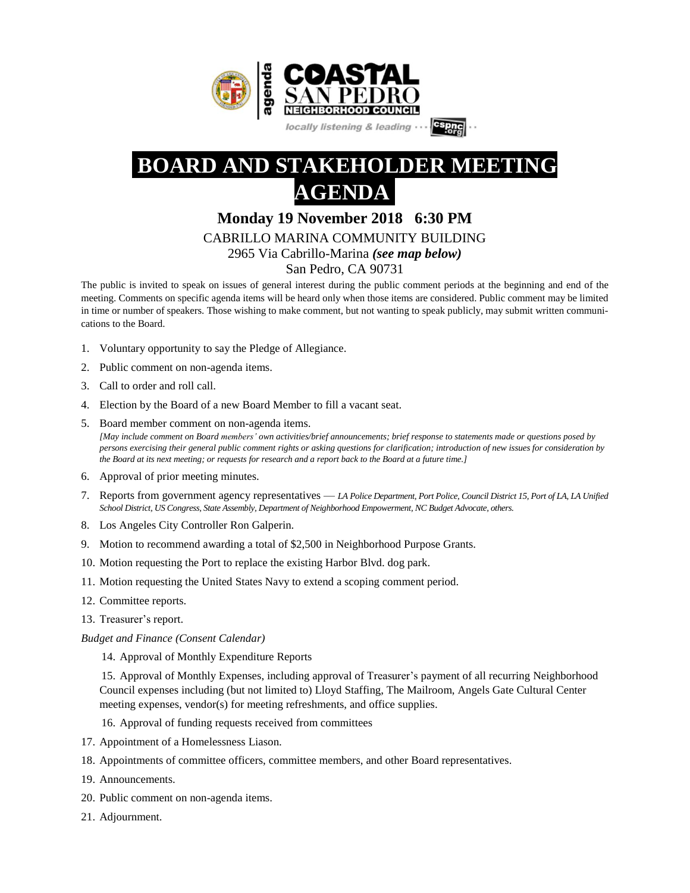agenda

**COASTAL SAN PEDRO NEIGHBORHOOD COUNCIL**

*locally listening & leading ··· cspnc.org ··*

# BOARD AND STAKEHOLDER MEETING AGENDA

## Monday 19 November 2018   6:30 PM

CABRILLO MARINA COMMUNITY BUILDING
2965 Via Cabrillo-Marina ***(see map below)***
San Pedro, CA 90731

The public is invited to speak on issues of general interest during the public comment periods at the beginning and end of the meeting. Comments on specific agenda items will be heard only when those items are considered. Public comment may be limited in time or number of speakers. Those wishing to make comment, but not wanting to speak publicly, may submit written communications to the Board.

1. Voluntary opportunity to say the Pledge of Allegiance.
2. Public comment on non-agenda items.
3. Call to order and roll call.
4. Election by the Board of a new Board Member to fill a vacant seat.
5. Board member comment on non-agenda items.
   *[May include comment on Board members' own activities/brief announcements; brief response to statements made or questions posed by persons exercising their general public comment rights or asking questions for clarification; introduction of new issues for consideration by the Board at its next meeting; or requests for research and a report back to the Board at a future time.]*
6. Approval of prior meeting minutes.
7. Reports from government agency representatives — *LA Police Department, Port Police, Council District 15, Port of LA, LA Unified School District, US Congress, State Assembly, Department of Neighborhood Empowerment, NC Budget Advocate, others.*
8. Los Angeles City Controller Ron Galperin.
9. Motion to recommend awarding a total of $2,500 in Neighborhood Purpose Grants.
10. Motion requesting the Port to replace the existing Harbor Blvd. dog park.
11. Motion requesting the United States Navy to extend a scoping comment period.
12. Committee reports.
13. Treasurer's report.

*Budget and Finance (Consent Calendar)*

14. Approval of Monthly Expenditure Reports
15. Approval of Monthly Expenses, including approval of Treasurer's payment of all recurring Neighborhood Council expenses including (but not limited to) Lloyd Staffing, The Mailroom, Angels Gate Cultural Center meeting expenses, vendor(s) for meeting refreshments, and office supplies.
16. Approval of funding requests received from committees
17. Appointment of a Homelessness Liason.
18. Appointments of committee officers, committee members, and other Board representatives.
19. Announcements.
20. Public comment on non-agenda items.
21. Adjournment.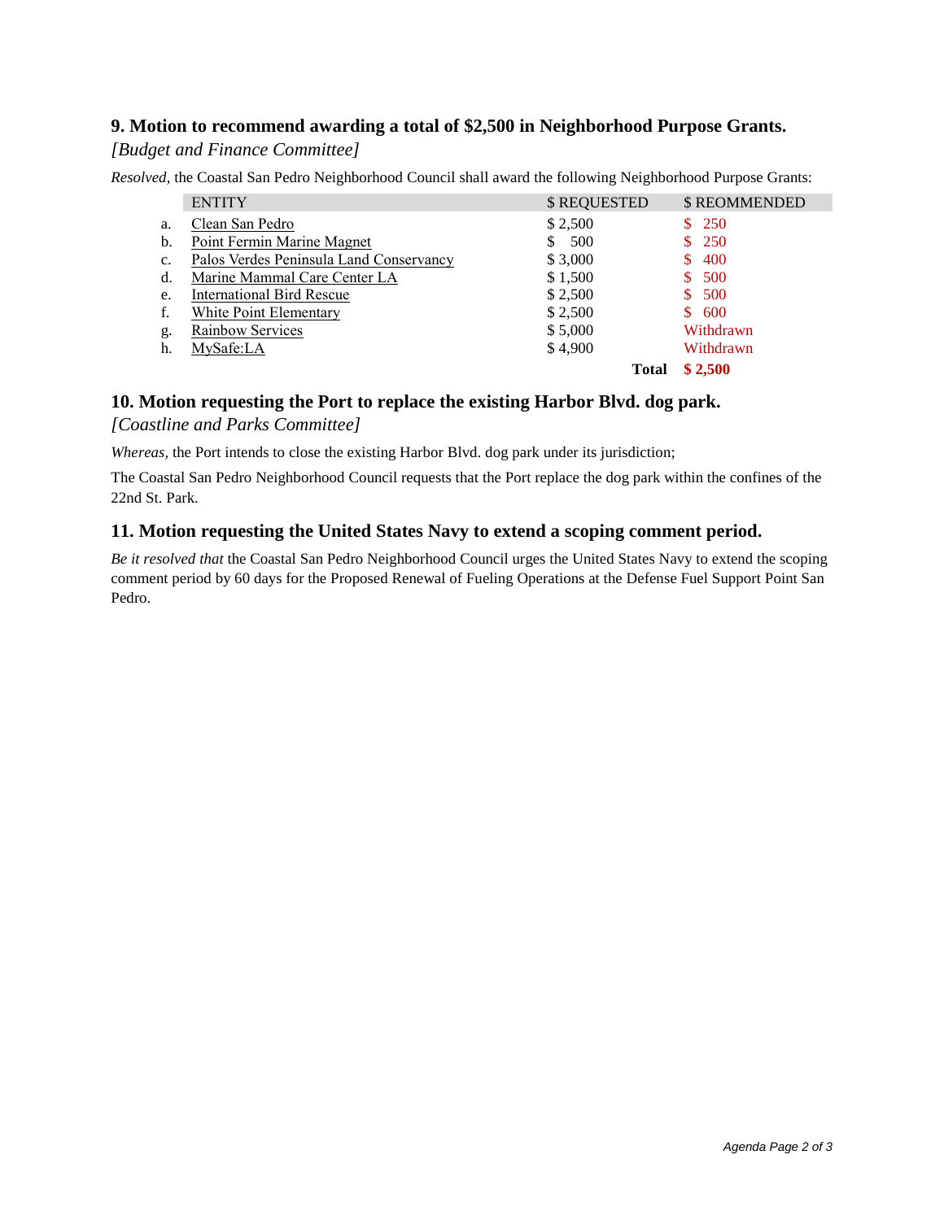## 9. Motion to recommend awarding a total of $2,500 in Neighborhood Purpose Grants.

*[Budget and Finance Committee]*

*Resolved,* the Coastal San Pedro Neighborhood Council shall award the following Neighborhood Purpose Grants:

| | ENTITY | $ REQUESTED | $ REOMMENDED |
|---|---|---|---|
| a. | Clean San Pedro | $ 2,500 | $ 250 |
| b. | Point Fermin Marine Magnet | $ 500 | $ 250 |
| c. | Palos Verdes Peninsula Land Conservancy | $ 3,000 | $ 400 |
| d. | Marine Mammal Care Center LA | $ 1,500 | $ 500 |
| e. | International Bird Rescue | $ 2,500 | $ 500 |
| f. | White Point Elementary | $ 2,500 | $ 600 |
| g. | Rainbow Services | $ 5,000 | Withdrawn |
| h. | MySafe:LA | $ 4,900 | Withdrawn |
| | | **Total** | **$ 2,500** |

## 10. Motion requesting the Port to replace the existing Harbor Blvd. dog park.

*[Coastline and Parks Committee]*

*Whereas,* the Port intends to close the existing Harbor Blvd. dog park under its jurisdiction;

The Coastal San Pedro Neighborhood Council requests that the Port replace the dog park within the confines of the 22nd St. Park.

## 11. Motion requesting the United States Navy to extend a scoping comment period.

*Be it resolved that* the Coastal San Pedro Neighborhood Council urges the United States Navy to extend the scoping comment period by 60 days for the Proposed Renewal of Fueling Operations at the Defense Fuel Support Point San Pedro.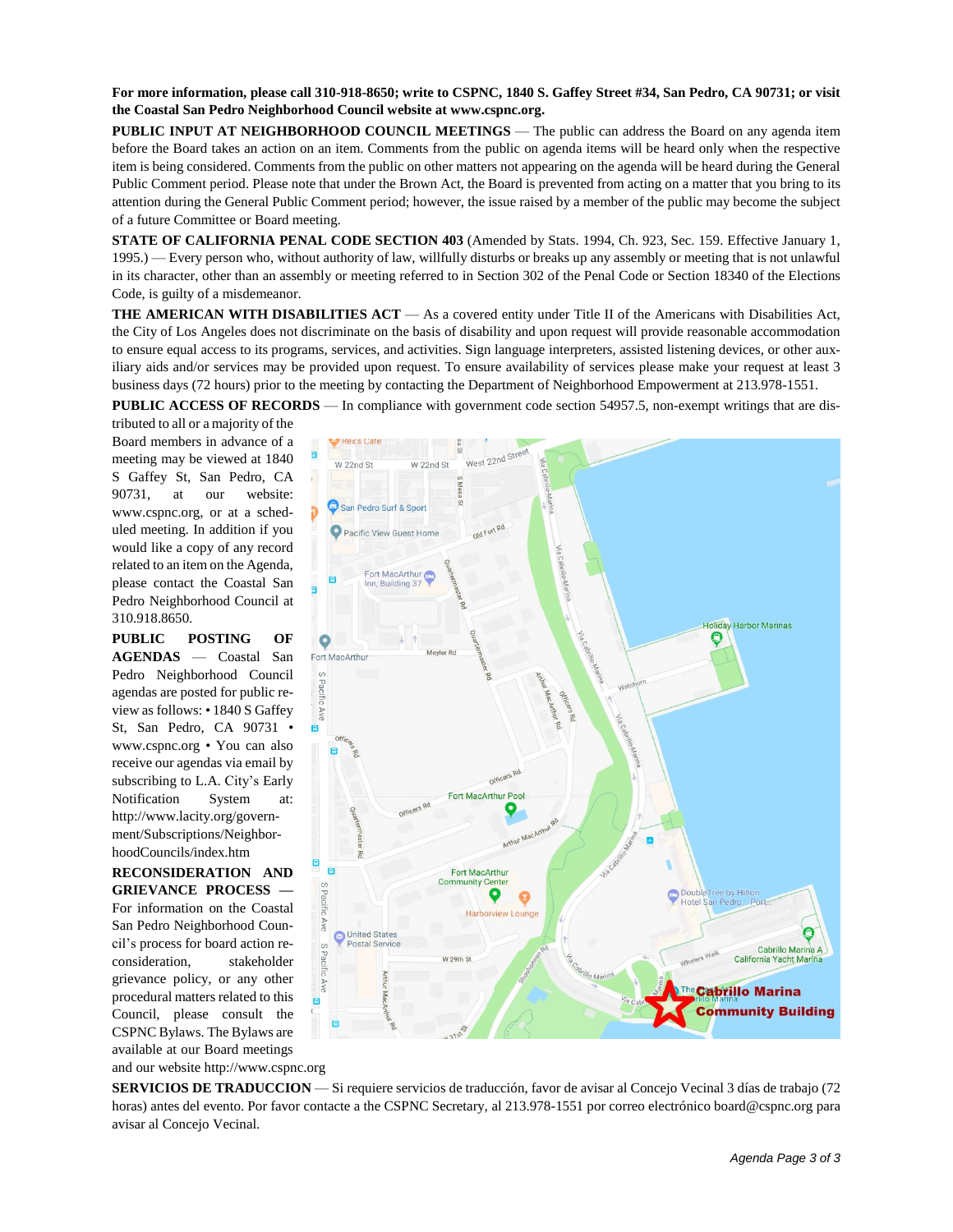**For more information, please call 310-918-8650; write to CSPNC, 1840 S. Gaffey Street #34, San Pedro, CA 90731; or visit the Coastal San Pedro Neighborhood Council website at www.cspnc.org.**

**PUBLIC INPUT AT NEIGHBORHOOD COUNCIL MEETINGS** — The public can address the Board on any agenda item before the Board takes an action on an item. Comments from the public on agenda items will be heard only when the respective item is being considered. Comments from the public on other matters not appearing on the agenda will be heard during the General Public Comment period. Please note that under the Brown Act, the Board is prevented from acting on a matter that you bring to its attention during the General Public Comment period; however, the issue raised by a member of the public may become the subject of a future Committee or Board meeting.

**STATE OF CALIFORNIA PENAL CODE SECTION 403** (Amended by Stats. 1994, Ch. 923, Sec. 159. Effective January 1, 1995.) — Every person who, without authority of law, willfully disturbs or breaks up any assembly or meeting that is not unlawful in its character, other than an assembly or meeting referred to in Section 302 of the Penal Code or Section 18340 of the Elections Code, is guilty of a misdemeanor.

**THE AMERICAN WITH DISABILITIES ACT** — As a covered entity under Title II of the Americans with Disabilities Act, the City of Los Angeles does not discriminate on the basis of disability and upon request will provide reasonable accommodation to ensure equal access to its programs, services, and activities. Sign language interpreters, assisted listening devices, or other auxiliary aids and/or services may be provided upon request. To ensure availability of services please make your request at least 3 business days (72 hours) prior to the meeting by contacting the Department of Neighborhood Empowerment at 213.978-1551.

**PUBLIC ACCESS OF RECORDS** — In compliance with government code section 54957.5, non-exempt writings that are distributed to all or a majority of the Board members in advance of a meeting may be viewed at 1840 S Gaffey St, San Pedro, CA 90731, at our website: www.cspnc.org, or at a scheduled meeting. In addition if you would like a copy of any record related to an item on the Agenda, please contact the Coastal San Pedro Neighborhood Council at 310.918.8650.

**PUBLIC POSTING OF AGENDAS** — Coastal San Pedro Neighborhood Council agendas are posted for public review as follows: • 1840 S Gaffey St, San Pedro, CA 90731 • www.cspnc.org • You can also receive our agendas via email by subscribing to L.A. City's Early Notification System at: http://www.lacity.org/government/Subscriptions/NeighborhoodCouncils/index.htm

**RECONSIDERATION AND GRIEVANCE PROCESS** — For information on the Coastal San Pedro Neighborhood Council's process for board action reconsideration, stakeholder grievance policy, or any other procedural matters related to this Council, please consult the CSPNC Bylaws. The Bylaws are available at our Board meetings and our website http://www.cspnc.org

The Cabrillo Marina Community Building

**SERVICIOS DE TRADUCCION** — Si requiere servicios de traducción, favor de avisar al Concejo Vecinal 3 días de trabajo (72 horas) antes del evento. Por favor contacte a the CSPNC Secretary, al 213.978-1551 por correo electrónico board@cspnc.org para avisar al Concejo Vecinal.